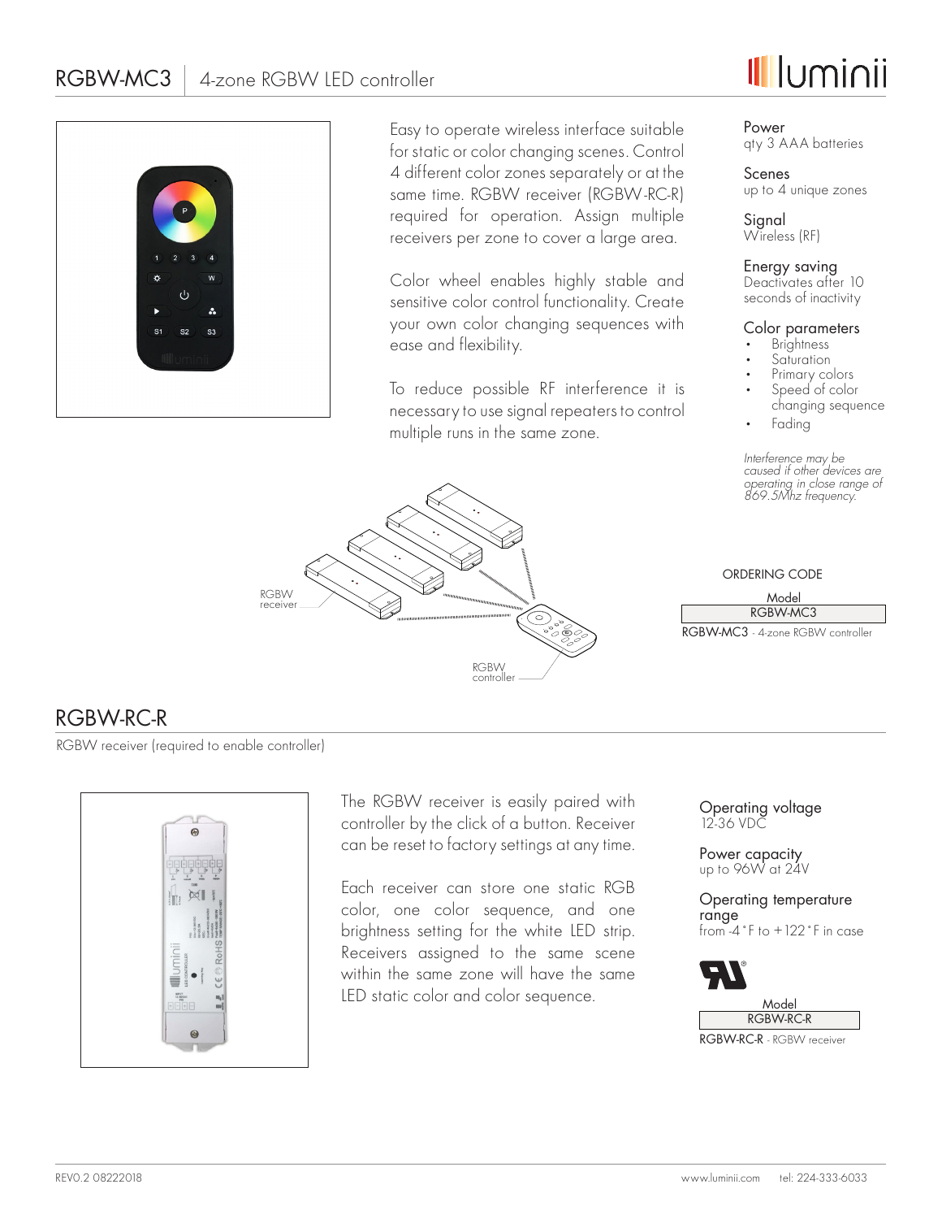# RGBW-MC3 | 4-zone RGBW LED controller

Easy to operate wireless interface suitable for static or color changing scenes. Control 4 different color zones separately or at the same time. RGBW receiver (RGBW-RC-R) required for operation. Assign multiple receivers per zone to cover a large area.

Color wheel enables highly stable and sensitive color control functionality. Create your own color changing sequences with ease and flexibility.

To reduce possible RF interference it is necessary to use signal repeaters to control multiple runs in the same zone.

**Power**
qty 3 AAA batteries

**Scenes**
up to 4 unique zones

**Signal**
Wireless (RF)

**Energy saving**
Deactivates after 10 seconds of inactivity

**Color parameters**

- Brightness
- Saturation
- Primary colors
- Speed of color changing sequence
- Fading

*Interference may be caused if other devices are operating in close range of 869.5Mhz frequency.*

RGBW receiver

RGBW controller

ORDERING CODE

| Model |
| --- |
| RGBW-MC3 |

RGBW-MC3 - 4-zone RGBW controller

## RGBW-RC-R

RGBW receiver (required to enable controller)

The RGBW receiver is easily paired with controller by the click of a button. Receiver can be reset to factory settings at any time.

Each receiver can store one static RGB color, one color sequence, and one brightness setting for the white LED strip. Receivers assigned to the same scene within the same zone will have the same LED static color and color sequence.

**Operating voltage**
12-36 VDC

**Power capacity**
up to 96W at 24V

**Operating temperature range**
from -4 °F to +122 °F in case

| Model |
| --- |
| RGBW-RC-R |

RGBW-RC-R - RGBW receiver

REV0.2 08222018 www.luminii.com tel: 224-333-6033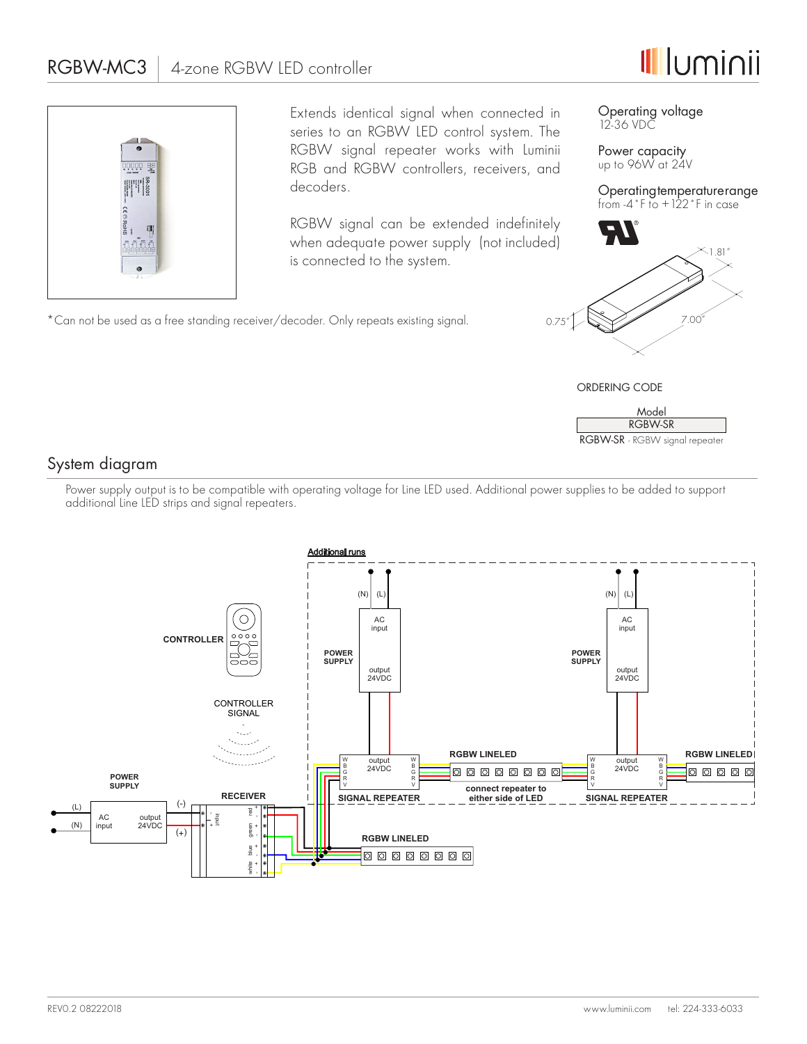# RGBW-MC3 | 4-zone RGBW LED controller

Extends identical signal when connected in series to an RGBW LED control system. The RGBW signal repeater works with Luminii RGB and RGBW controllers, receivers, and decoders.

RGBW signal can be extended indefinitely when adequate power supply (not included) is connected to the system.

*Can not be used as a free standing receiver/decoder. Only repeats existing signal.

**Operating voltage**
12-36 VDC

**Power capacity**
up to 96W at 24V

**Operating temperature range**
from -4°F to +122°F in case

1.81"
0.75"
7.00"

ORDERING CODE

| Model |
| --- |
| RGBW-SR |

RGBW-SR - RGBW signal repeater

## System diagram

Power supply output is to be compatible with operating voltage for Line LED used. Additional power supplies to be added to support additional Line LED strips and signal repeaters.

Additional runs

(N) (L)
AC input
POWER SUPPLY
output 24VDC

(N) (L)
AC input
POWER SUPPLY
output 24VDC

CONTROLLER

CONTROLLER SIGNAL

RGBW LINELED

RGBW LINELED

SIGNAL REPEATER

connect repeater to either side of LED

SIGNAL REPEATER

POWER SUPPLY

(L)
(N)
AC input
output 24VDC
(-)
(+)

RECEIVER

RGBW LINELED

REV0.2 08222018

www.luminii.com tel: 224-333-6033